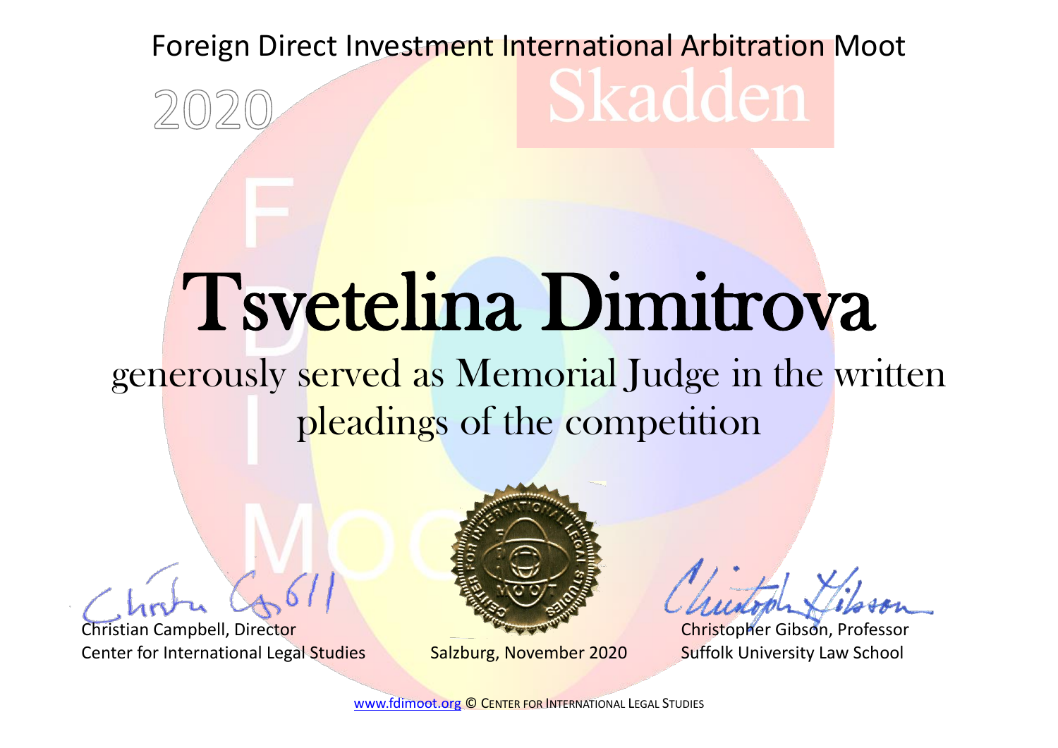Foreign Direct Investment International Arbitration Moot

2020

Skadden

# Tsvetelina Dimitrova

generously served as Memorial Judge in the written pleadings of the competition

Christian Campbell, Director
Center for International Legal Studies

Salzburg, November 2020

Christopher Gibson, Professor
Suffolk University Law School

www.fdimoot.org © CENTER FOR INTERNATIONAL LEGAL STUDIES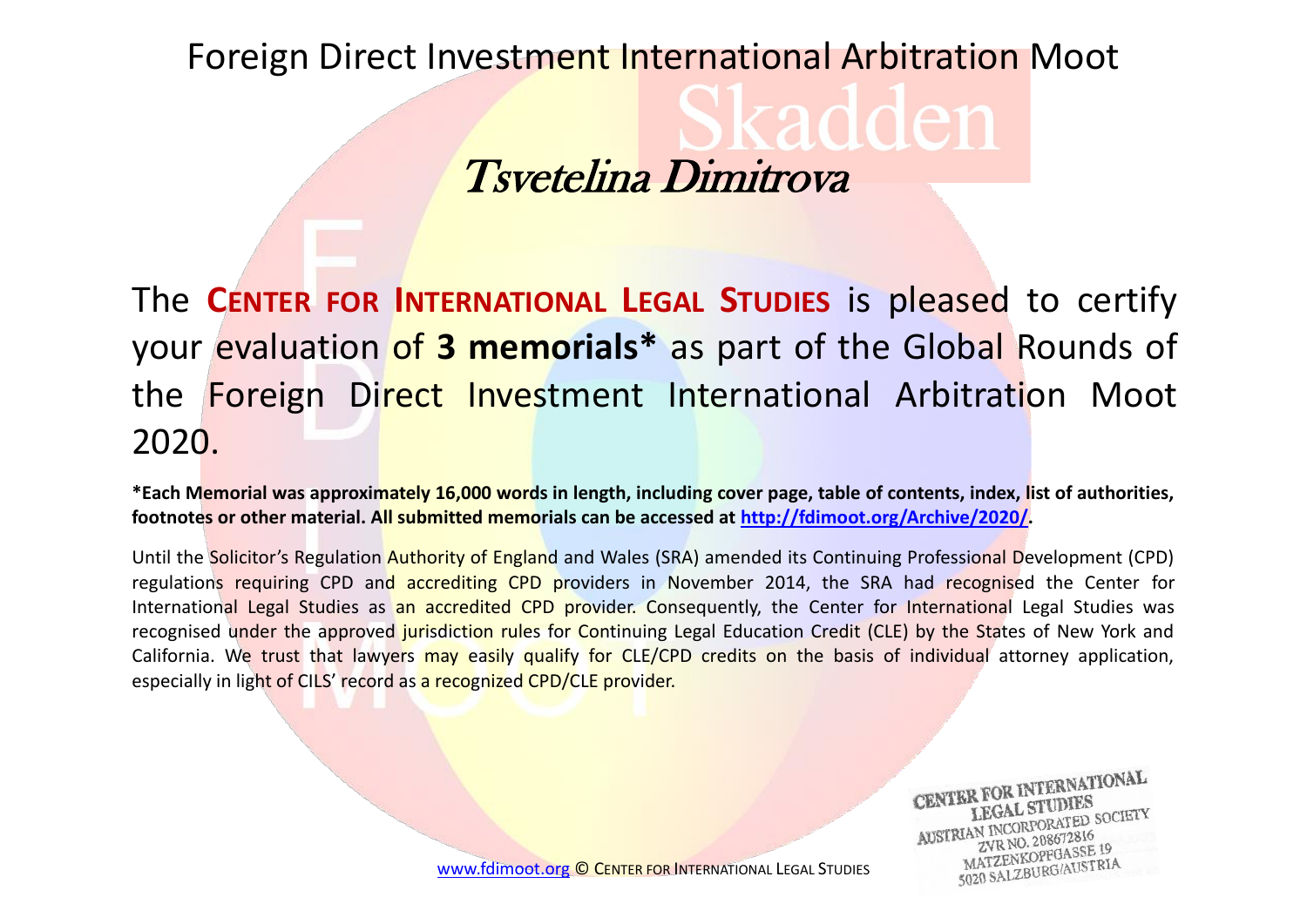# Foreign Direct Investment International Arbitration Moot

Skadden

## *Tsvetelina Dimitrova*

The **CENTER FOR INTERNATIONAL LEGAL STUDIES** is pleased to certify your evaluation of **3 memorials*** as part of the Global Rounds of the Foreign Direct Investment International Arbitration Moot 2020.

***Each Memorial was approximately 16,000 words in length, including cover page, table of contents, index, list of authorities, footnotes or other material. All submitted memorials can be accessed at http://fdimoot.org/Archive/2020/.**

Until the Solicitor's Regulation Authority of England and Wales (SRA) amended its Continuing Professional Development (CPD) regulations requiring CPD and accrediting CPD providers in November 2014, the SRA had recognised the Center for International Legal Studies as an accredited CPD provider. Consequently, the Center for International Legal Studies was recognised under the approved jurisdiction rules for Continuing Legal Education Credit (CLE) by the States of New York and California. We trust that lawyers may easily qualify for CLE/CPD credits on the basis of individual attorney application, especially in light of CILS' record as a recognized CPD/CLE provider.

CENTER FOR INTERNATIONAL LEGAL STUDIES
AUSTRIAN INCORPORATED SOCIETY
ZVR NO. 208672816
MATZENKOPFGASSE 19
5020 SALZBURG/AUSTRIA

www.fdimoot.org © CENTER FOR INTERNATIONAL LEGAL STUDIES